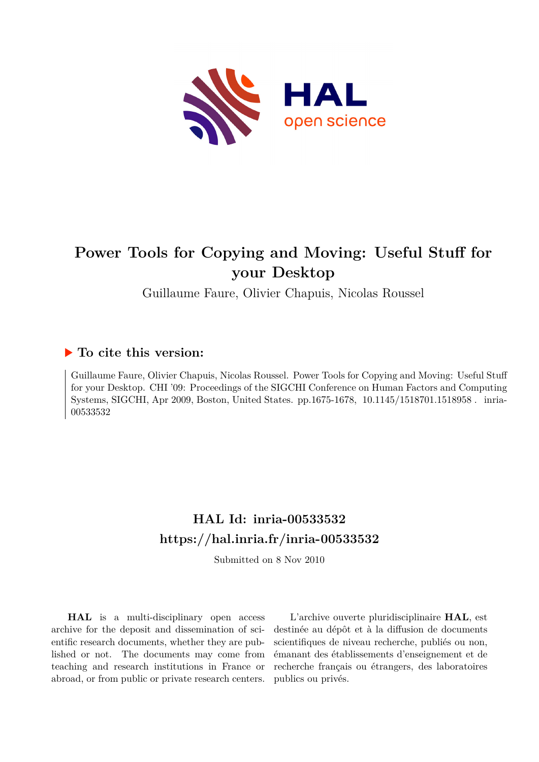# Power Tools for Copying and Moving: Useful Stuff for your Desktop

Guillaume Faure, Olivier Chapuis, Nicolas Roussel

## ▶ To cite this version:

Guillaume Faure, Olivier Chapuis, Nicolas Roussel. Power Tools for Copying and Moving: Useful Stuff for your Desktop. CHI '09: Proceedings of the SIGCHI Conference on Human Factors and Computing Systems, SIGCHI, Apr 2009, Boston, United States. pp.1675-1678, 10.1145/1518701.1518958 . inria-00533532

## HAL Id: inria-00533532
## https://hal.inria.fr/inria-00533532

Submitted on 8 Nov 2010

**HAL** is a multi-disciplinary open access archive for the deposit and dissemination of scientific research documents, whether they are published or not. The documents may come from teaching and research institutions in France or abroad, or from public or private research centers.

L'archive ouverte pluridisciplinaire **HAL**, est destinée au dépôt et à la diffusion de documents scientifiques de niveau recherche, publiés ou non, émanant des établissements d'enseignement et de recherche français ou étrangers, des laboratoires publics ou privés.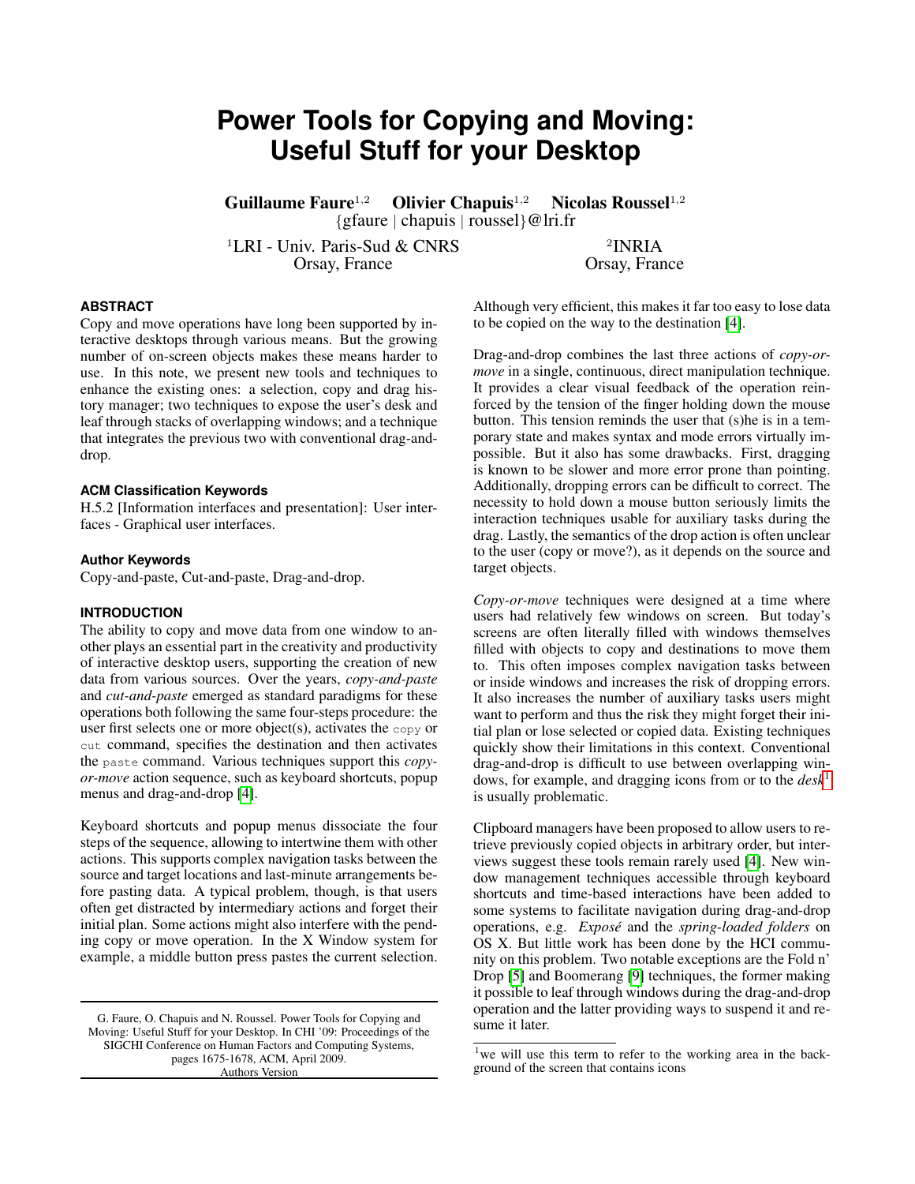# Power Tools for Copying and Moving: Useful Stuff for your Desktop

**Guillaume Faure**[1,2] **Olivier Chapuis**[1,2] **Nicolas Roussel**[1,2]
{gfaure | chapuis | roussel}@lri.fr

[1]LRI - Univ. Paris-Sud & CNRS
Orsay, France

[2]INRIA
Orsay, France

### ABSTRACT

Copy and move operations have long been supported by interactive desktops through various means. But the growing number of on-screen objects makes these means harder to use. In this note, we present new tools and techniques to enhance the existing ones: a selection, copy and drag history manager; two techniques to expose the user's desk and leaf through stacks of overlapping windows; and a technique that integrates the previous two with conventional drag-and-drop.

### ACM Classification Keywords

H.5.2 [Information interfaces and presentation]: User interfaces - Graphical user interfaces.

### Author Keywords

Copy-and-paste, Cut-and-paste, Drag-and-drop.

### INTRODUCTION

The ability to copy and move data from one window to another plays an essential part in the creativity and productivity of interactive desktop users, supporting the creation of new data from various sources. Over the years, *copy-and-paste* and *cut-and-paste* emerged as standard paradigms for these operations both following the same four-steps procedure: the user first selects one or more object(s), activates the `copy` or `cut` command, specifies the destination and then activates the `paste` command. Various techniques support this *copy-or-move* action sequence, such as keyboard shortcuts, popup menus and drag-and-drop [4].

Keyboard shortcuts and popup menus dissociate the four steps of the sequence, allowing to intertwine them with other actions. This supports complex navigation tasks between the source and target locations and last-minute arrangements before pasting data. A typical problem, though, is that users often get distracted by intermediary actions and forget their initial plan. Some actions might also interfere with the pending copy or move operation. In the X Window system for example, a middle button press pastes the current selection. Although very efficient, this makes it far too easy to lose data to be copied on the way to the destination [4].

Drag-and-drop combines the last three actions of *copy-or-move* in a single, continuous, direct manipulation technique. It provides a clear visual feedback of the operation reinforced by the tension of the finger holding down the mouse button. This tension reminds the user that (s)he is in a temporary state and makes syntax and mode errors virtually impossible. But it also has some drawbacks. First, dragging is known to be slower and more error prone than pointing. Additionally, dropping errors can be difficult to correct. The necessity to hold down a mouse button seriously limits the interaction techniques usable for auxiliary tasks during the drag. Lastly, the semantics of the drop action is often unclear to the user (copy or move?), as it depends on the source and target objects.

*Copy-or-move* techniques were designed at a time where users had relatively few windows on screen. But today's screens are often literally filled with windows themselves filled with objects to copy and destinations to move them to. This often imposes complex navigation tasks between or inside windows and increases the risk of dropping errors. It also increases the number of auxiliary tasks users might want to perform and thus the risk they might forget their initial plan or lose selected or copied data. Existing techniques quickly show their limitations in this context. Conventional drag-and-drop is difficult to use between overlapping windows, for example, and dragging icons from or to the *desk*[1] is usually problematic.

Clipboard managers have been proposed to allow users to retrieve previously copied objects in arbitrary order, but interviews suggest these tools remain rarely used [4]. New window management techniques accessible through keyboard shortcuts and time-based interactions have been added to some systems to facilitate navigation during drag-and-drop operations, e.g. *Exposé* and the *spring-loaded folders* on OS X. But little work has been done by the HCI community on this problem. Two notable exceptions are the Fold n' Drop [5] and Boomerang [9] techniques, the former making it possible to leaf through windows during the drag-and-drop operation and the latter providing ways to suspend it and resume it later.

[1]we will use this term to refer to the working area in the background of the screen that contains icons

G. Faure, O. Chapuis and N. Roussel. Power Tools for Copying and Moving: Useful Stuff for your Desktop. In CHI '09: Proceedings of the SIGCHI Conference on Human Factors and Computing Systems, pages 1675-1678, ACM, April 2009.
Authors Version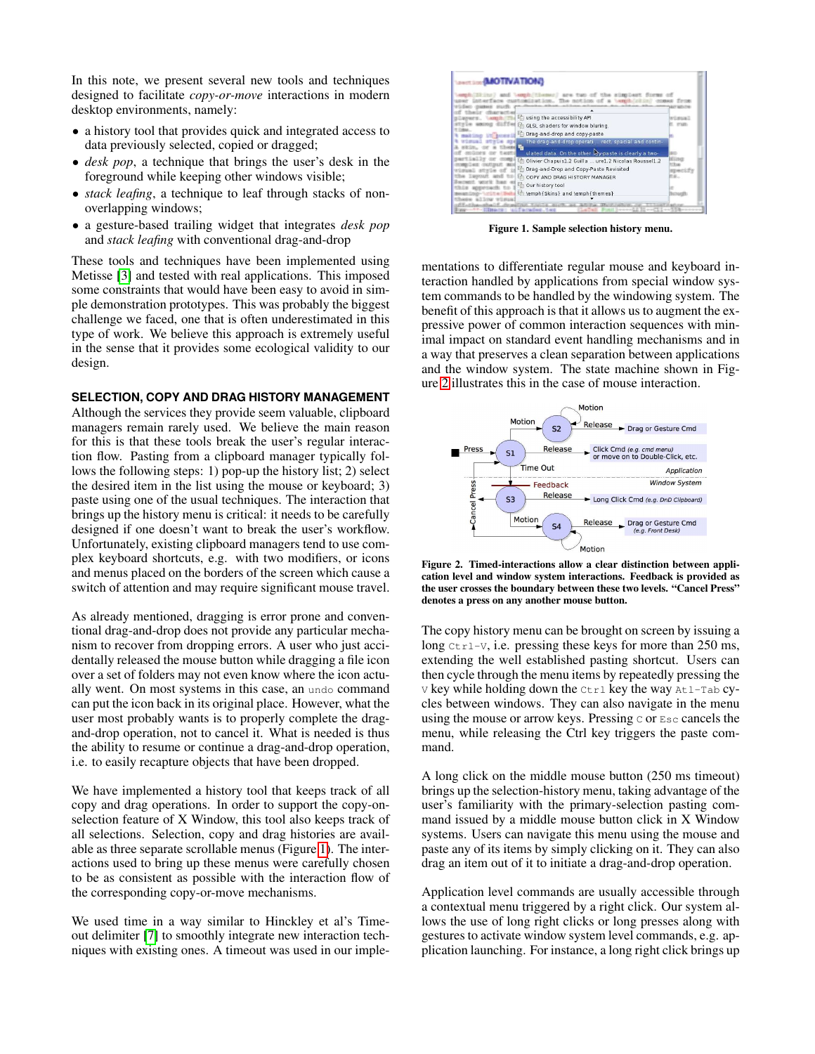In this note, we present several new tools and techniques designed to facilitate *copy-or-move* interactions in modern desktop environments, namely:

- a history tool that provides quick and integrated access to data previously selected, copied or dragged;
- *desk pop*, a technique that brings the user's desk in the foreground while keeping other windows visible;
- *stack leafing*, a technique to leaf through stacks of non-overlapping windows;
- a gesture-based trailing widget that integrates *desk pop* and *stack leafing* with conventional drag-and-drop

These tools and techniques have been implemented using Metisse [3] and tested with real applications. This imposed some constraints that would have been easy to avoid in simple demonstration prototypes. This was probably the biggest challenge we faced, one that is often underestimated in this type of work. We believe this approach is extremely useful in the sense that it provides some ecological validity to our design.

## SELECTION, COPY AND DRAG HISTORY MANAGEMENT

Although the services they provide seem valuable, clipboard managers remain rarely used. We believe the main reason for this is that these tools break the user's regular interaction flow. Pasting from a clipboard manager typically follows the following steps: 1) pop-up the history list; 2) select the desired item in the list using the mouse or keyboard; 3) paste using one of the usual techniques. The interaction that brings up the history menu is critical: it needs to be carefully designed if one doesn't want to break the user's workflow. Unfortunately, existing clipboard managers tend to use complex keyboard shortcuts, e.g. with two modifiers, or icons and menus placed on the borders of the screen which cause a switch of attention and may require significant mouse travel.

As already mentioned, dragging is error prone and conventional drag-and-drop does not provide any particular mechanism to recover from dropping errors. A user who just accidentally released the mouse button while dragging a file icon over a set of folders may not even know where the icon actually went. On most systems in this case, an `undo` command can put the icon back in its original place. However, what the user most probably wants is to properly complete the drag-and-drop operation, not to cancel it. What is needed is thus the ability to resume or continue a drag-and-drop operation, i.e. to easily recapture objects that have been dropped.

We have implemented a history tool that keeps track of all copy and drag operations. In order to support the copy-on-selection feature of X Window, this tool also keeps track of all selections. Selection, copy and drag histories are available as three separate scrollable menus (Figure 1). The interactions used to bring up these menus were carefully chosen to be as consistent as possible with the interaction flow of the corresponding copy-or-move mechanisms.

We used time in a way similar to Hinckley et al's Timeout delimiter [7] to smoothly integrate new interaction techniques with existing ones. A timeout was used in our implementations to differentiate regular mouse and keyboard interaction handled by applications from special window system commands to be handled by the windowing system. The benefit of this approach is that it allows us to augment the expressive power of common interaction sequences with minimal impact on standard event handling mechanisms and in a way that preserves a clean separation between applications and the window system. The state machine shown in Figure 2 illustrates this in the case of mouse interaction.

**Figure 1. Sample selection history menu.**

**Figure 2. Timed-interactions allow a clear distinction between application level and window system interactions. Feedback is provided as the user crosses the boundary between these two levels. "Cancel Press" denotes a press on any another mouse button.**

The copy history menu can be brought on screen by issuing a long `Ctrl-V`, i.e. pressing these keys for more than 250 ms, extending the well established pasting shortcut. Users can then cycle through the menu items by repeatedly pressing the `V` key while holding down the `Ctrl` key the way `Atl-Tab` cycles between windows. They can also navigate in the menu using the mouse or arrow keys. Pressing `C` or `Esc` cancels the menu, while releasing the Ctrl key triggers the paste command.

A long click on the middle mouse button (250 ms timeout) brings up the selection-history menu, taking advantage of the user's familiarity with the primary-selection pasting command issued by a middle mouse button click in X Window systems. Users can navigate this menu using the mouse and paste any of its items by simply clicking on it. They can also drag an item out of it to initiate a drag-and-drop operation.

Application level commands are usually accessible through a contextual menu triggered by a right click. Our system allows the use of long right clicks or long presses along with gestures to activate window system level commands, e.g. application launching. For instance, a long right click brings up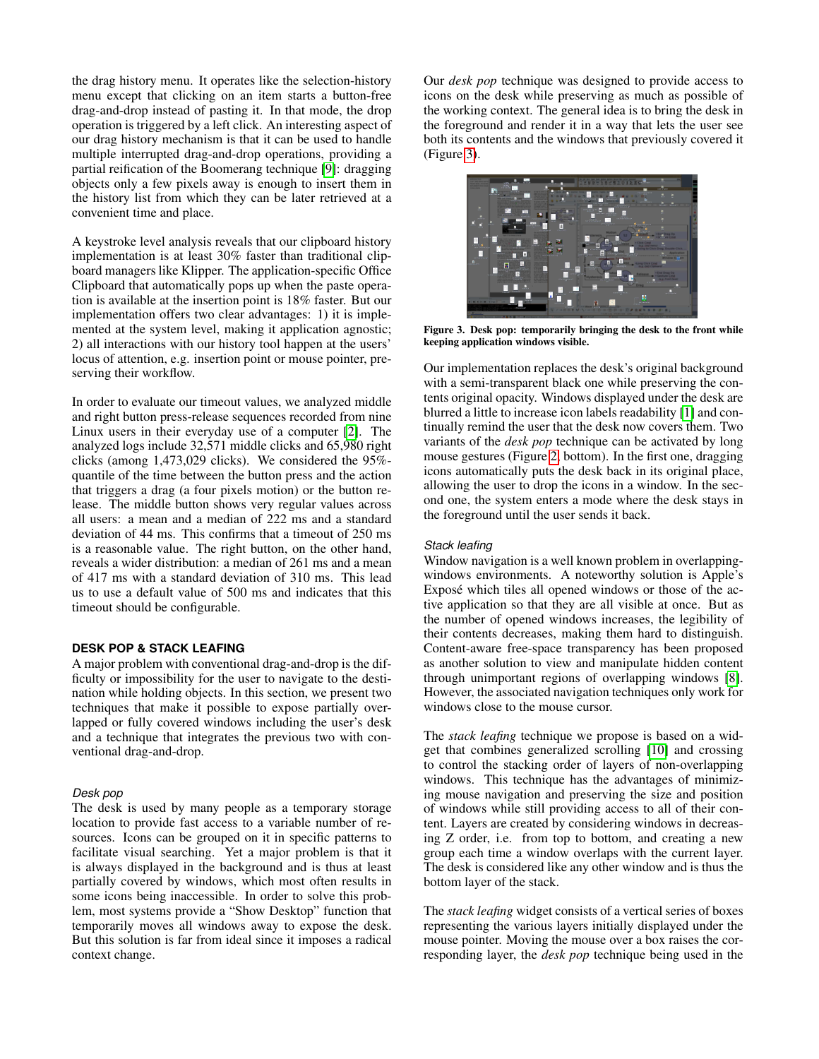the drag history menu. It operates like the selection-history menu except that clicking on an item starts a button-free drag-and-drop instead of pasting it. In that mode, the drop operation is triggered by a left click. An interesting aspect of our drag history mechanism is that it can be used to handle multiple interrupted drag-and-drop operations, providing a partial reification of the Boomerang technique [9]: dragging objects only a few pixels away is enough to insert them in the history list from which they can be later retrieved at a convenient time and place.

A keystroke level analysis reveals that our clipboard history implementation is at least 30% faster than traditional clipboard managers like Klipper. The application-specific Office Clipboard that automatically pops up when the paste operation is available at the insertion point is 18% faster. But our implementation offers two clear advantages: 1) it is implemented at the system level, making it application agnostic; 2) all interactions with our history tool happen at the users' locus of attention, e.g. insertion point or mouse pointer, preserving their workflow.

In order to evaluate our timeout values, we analyzed middle and right button press-release sequences recorded from nine Linux users in their everyday use of a computer [2]. The analyzed logs include 32,571 middle clicks and 65,980 right clicks (among 1,473,029 clicks). We considered the 95%-quantile of the time between the button press and the action that triggers a drag (a four pixels motion) or the button release. The middle button shows very regular values across all users: a mean and a median of 222 ms and a standard deviation of 44 ms. This confirms that a timeout of 250 ms is a reasonable value. The right button, on the other hand, reveals a wider distribution: a median of 261 ms and a mean of 417 ms with a standard deviation of 310 ms. This lead us to use a default value of 500 ms and indicates that this timeout should be configurable.

## DESK POP & STACK LEAFING

A major problem with conventional drag-and-drop is the difficulty or impossibility for the user to navigate to the destination while holding objects. In this section, we present two techniques that make it possible to expose partially overlapped or fully covered windows including the user's desk and a technique that integrates the previous two with conventional drag-and-drop.

### *Desk pop*

The desk is used by many people as a temporary storage location to provide fast access to a variable number of resources. Icons can be grouped on it in specific patterns to facilitate visual searching. Yet a major problem is that it is always displayed in the background and is thus at least partially covered by windows, which most often results in some icons being inaccessible. In order to solve this problem, most systems provide a "Show Desktop" function that temporarily moves all windows away to expose the desk. But this solution is far from ideal since it imposes a radical context change.

Our *desk pop* technique was designed to provide access to icons on the desk while preserving as much as possible of the working context. The general idea is to bring the desk in the foreground and render it in a way that lets the user see both its contents and the windows that previously covered it (Figure 3).

**Figure 3. Desk pop: temporarily bringing the desk to the front while keeping application windows visible.**

Our implementation replaces the desk's original background with a semi-transparent black one while preserving the contents original opacity. Windows displayed under the desk are blurred a little to increase icon labels readability [1] and continually remind the user that the desk now covers them. Two variants of the *desk pop* technique can be activated by long mouse gestures (Figure 2, bottom). In the first one, dragging icons automatically puts the desk back in its original place, allowing the user to drop the icons in a window. In the second one, the system enters a mode where the desk stays in the foreground until the user sends it back.

### *Stack leafing*

Window navigation is a well known problem in overlapping-windows environments. A noteworthy solution is Apple's Exposé which tiles all opened windows or those of the active application so that they are all visible at once. But as the number of opened windows increases, the legibility of their contents decreases, making them hard to distinguish. Content-aware free-space transparency has been proposed as another solution to view and manipulate hidden content through unimportant regions of overlapping windows [8]. However, the associated navigation techniques only work for windows close to the mouse cursor.

The *stack leafing* technique we propose is based on a widget that combines generalized scrolling [10] and crossing to control the stacking order of layers of non-overlapping windows. This technique has the advantages of minimizing mouse navigation and preserving the size and position of windows while still providing access to all of their content. Layers are created by considering windows in decreasing Z order, i.e. from top to bottom, and creating a new group each time a window overlaps with the current layer. The desk is considered like any other window and is thus the bottom layer of the stack.

The *stack leafing* widget consists of a vertical series of boxes representing the various layers initially displayed under the mouse pointer. Moving the mouse over a box raises the corresponding layer, the *desk pop* technique being used in the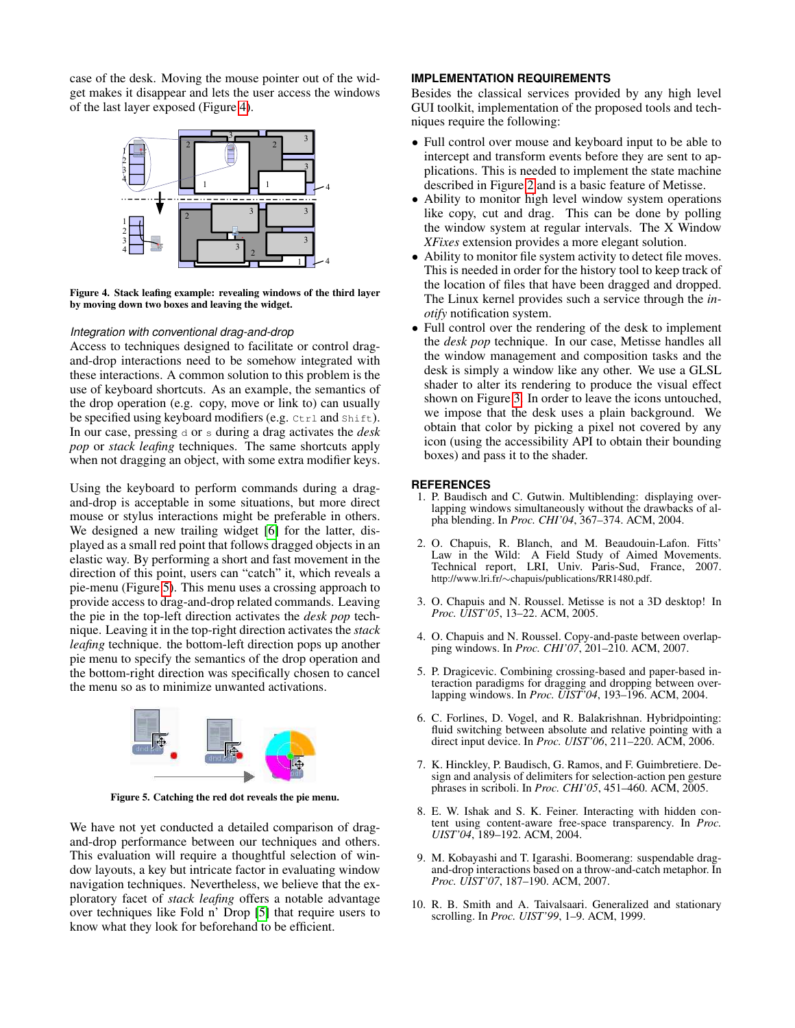case of the desk. Moving the mouse pointer out of the widget makes it disappear and lets the user access the windows of the last layer exposed (Figure 4).

Figure 4. Stack leafing example: revealing windows of the third layer by moving down two boxes and leaving the widget.

### Integration with conventional drag-and-drop

Access to techniques designed to facilitate or control drag-and-drop interactions need to be somehow integrated with these interactions. A common solution to this problem is the use of keyboard shortcuts. As an example, the semantics of the drop operation (e.g. copy, move or link to) can usually be specified using keyboard modifiers (e.g. `Ctrl` and `Shift`). In our case, pressing `d` or `s` during a drag activates the *desk pop* or *stack leafing* techniques. The same shortcuts apply when not dragging an object, with some extra modifier keys.

Using the keyboard to perform commands during a drag-and-drop is acceptable in some situations, but more direct mouse or stylus interactions might be preferable in others. We designed a new trailing widget [6] for the latter, displayed as a small red point that follows dragged objects in an elastic way. By performing a short and fast movement in the direction of this point, users can "catch" it, which reveals a pie-menu (Figure 5). This menu uses a crossing approach to provide access to drag-and-drop related commands. Leaving the pie in the top-left direction activates the *desk pop* technique. Leaving it in the top-right direction activates the *stack leafing* technique. the bottom-left direction pops up another pie menu to specify the semantics of the drop operation and the bottom-right direction was specifically chosen to cancel the menu so as to minimize unwanted activations.

Figure 5. Catching the red dot reveals the pie menu.

We have not yet conducted a detailed comparison of drag-and-drop performance between our techniques and others. This evaluation will require a thoughtful selection of window layouts, a key but intricate factor in evaluating window navigation techniques. Nevertheless, we believe that the exploratory facet of *stack leafing* offers a notable advantage over techniques like Fold n' Drop [5] that require users to know what they look for beforehand to be efficient.

## IMPLEMENTATION REQUIREMENTS

Besides the classical services provided by any high level GUI toolkit, implementation of the proposed tools and techniques require the following:

- Full control over mouse and keyboard input to be able to intercept and transform events before they are sent to applications. This is needed to implement the state machine described in Figure 2 and is a basic feature of Metisse.
- Ability to monitor high level window system operations like copy, cut and drag. This can be done by polling the window system at regular intervals. The X Window *XFixes* extension provides a more elegant solution.
- Ability to monitor file system activity to detect file moves. This is needed in order for the history tool to keep track of the location of files that have been dragged and dropped. The Linux kernel provides such a service through the *inotify* notification system.
- Full control over the rendering of the desk to implement the *desk pop* technique. In our case, Metisse handles all the window management and composition tasks and the desk is simply a window like any other. We use a GLSL shader to alter its rendering to produce the visual effect shown on Figure 3. In order to leave the icons untouched, we impose that the desk uses a plain background. We obtain that color by picking a pixel not covered by any icon (using the accessibility API to obtain their bounding boxes) and pass it to the shader.

## REFERENCES

1. P. Baudisch and C. Gutwin. Multiblending: displaying overlapping windows simultaneously without the drawbacks of alpha blending. In *Proc. CHI'04*, 367–374. ACM, 2004.
2. O. Chapuis, R. Blanch, and M. Beaudouin-Lafon. Fitts' Law in the Wild: A Field Study of Aimed Movements. Technical report, LRI, Univ. Paris-Sud, France, 2007. http://www.lri.fr/∼chapuis/publications/RR1480.pdf.
3. O. Chapuis and N. Roussel. Metisse is not a 3D desktop! In *Proc. UIST'05*, 13–22. ACM, 2005.
4. O. Chapuis and N. Roussel. Copy-and-paste between overlapping windows. In *Proc. CHI'07*, 201–210. ACM, 2007.
5. P. Dragicevic. Combining crossing-based and paper-based interaction paradigms for dragging and dropping between overlapping windows. In *Proc. UIST'04*, 193–196. ACM, 2004.
6. C. Forlines, D. Vogel, and R. Balakrishnan. Hybridpointing: fluid switching between absolute and relative pointing with a direct input device. In *Proc. UIST'06*, 211–220. ACM, 2006.
7. K. Hinckley, P. Baudisch, G. Ramos, and F. Guimbretiere. Design and analysis of delimiters for selection-action pen gesture phrases in scriboli. In *Proc. CHI'05*, 451–460. ACM, 2005.
8. E. W. Ishak and S. K. Feiner. Interacting with hidden content using content-aware free-space transparency. In *Proc. UIST'04*, 189–192. ACM, 2004.
9. M. Kobayashi and T. Igarashi. Boomerang: suspendable drag-and-drop interactions based on a throw-and-catch metaphor. In *Proc. UIST'07*, 187–190. ACM, 2007.
10. R. B. Smith and A. Taivalsaari. Generalized and stationary scrolling. In *Proc. UIST'99*, 1–9. ACM, 1999.